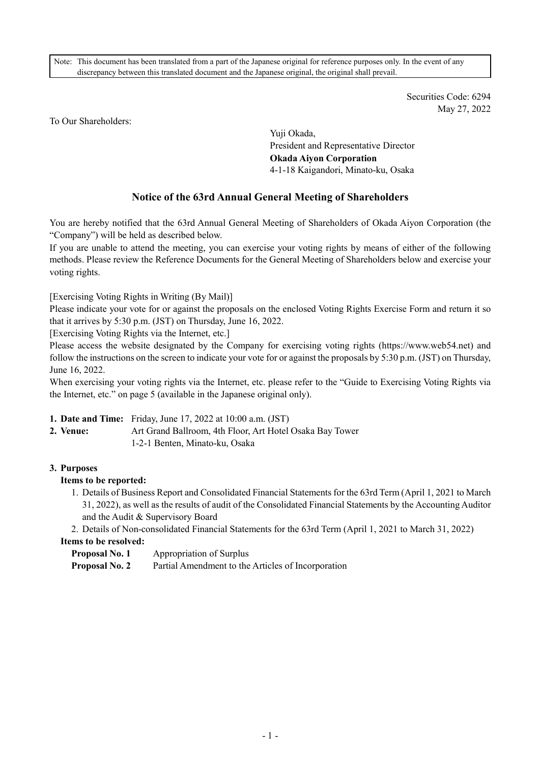Note: This document has been translated from a part of the Japanese original for reference purposes only. In the event of any discrepancy between this translated document and the Japanese original, the original shall prevail.

Securities Code: 6294
May 27, 2022

To Our Shareholders:

Yuji Okada,
President and Representative Director
**Okada Aiyon Corporation**
4-1-18 Kaigandori, Minato-ku, Osaka

## Notice of the 63rd Annual General Meeting of Shareholders

You are hereby notified that the 63rd Annual General Meeting of Shareholders of Okada Aiyon Corporation (the "Company") will be held as described below.

If you are unable to attend the meeting, you can exercise your voting rights by means of either of the following methods. Please review the Reference Documents for the General Meeting of Shareholders below and exercise your voting rights.

[Exercising Voting Rights in Writing (By Mail)]

Please indicate your vote for or against the proposals on the enclosed Voting Rights Exercise Form and return it so that it arrives by 5:30 p.m. (JST) on Thursday, June 16, 2022.

[Exercising Voting Rights via the Internet, etc.]

Please access the website designated by the Company for exercising voting rights (https://www.web54.net) and follow the instructions on the screen to indicate your vote for or against the proposals by 5:30 p.m. (JST) on Thursday, June 16, 2022.

When exercising your voting rights via the Internet, etc. please refer to the "Guide to Exercising Voting Rights via the Internet, etc." on page 5 (available in the Japanese original only).

**1. Date and Time:** Friday, June 17, 2022 at 10:00 a.m. (JST)

**2. Venue:** Art Grand Ballroom, 4th Floor, Art Hotel Osaka Bay Tower
1-2-1 Benten, Minato-ku, Osaka

**3. Purposes**

**Items to be reported:**

1. Details of Business Report and Consolidated Financial Statements for the 63rd Term (April 1, 2021 to March 31, 2022), as well as the results of audit of the Consolidated Financial Statements by the Accounting Auditor and the Audit & Supervisory Board
2. Details of Non-consolidated Financial Statements for the 63rd Term (April 1, 2021 to March 31, 2022)

**Items to be resolved:**

**Proposal No. 1** Appropriation of Surplus

**Proposal No. 2** Partial Amendment to the Articles of Incorporation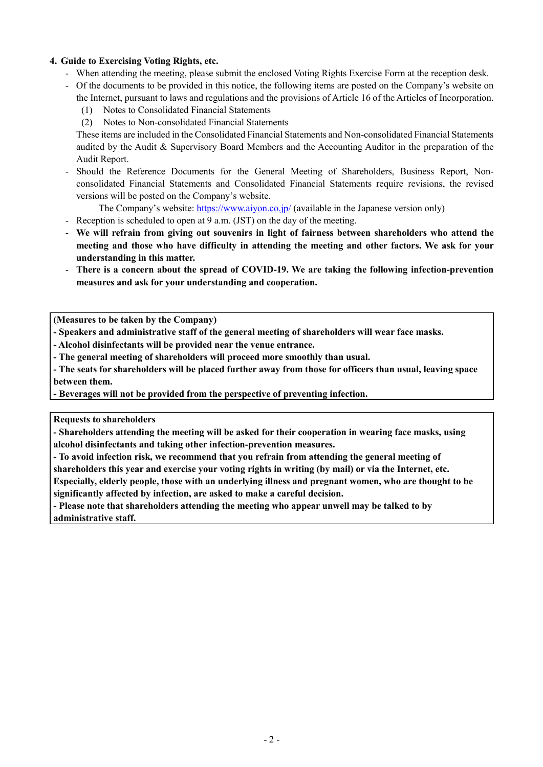## 4. Guide to Exercising Voting Rights, etc.

- When attending the meeting, please submit the enclosed Voting Rights Exercise Form at the reception desk.
- Of the documents to be provided in this notice, the following items are posted on the Company's website on the Internet, pursuant to laws and regulations and the provisions of Article 16 of the Articles of Incorporation.
  (1) Notes to Consolidated Financial Statements
  (2) Notes to Non-consolidated Financial Statements

  These items are included in the Consolidated Financial Statements and Non-consolidated Financial Statements audited by the Audit & Supervisory Board Members and the Accounting Auditor in the preparation of the Audit Report.
- Should the Reference Documents for the General Meeting of Shareholders, Business Report, Non-consolidated Financial Statements and Consolidated Financial Statements require revisions, the revised versions will be posted on the Company's website.

  The Company's website: https://www.aiyon.co.jp/ (available in the Japanese version only)
- Reception is scheduled to open at 9 a.m. (JST) on the day of the meeting.
- **We will refrain from giving out souvenirs in light of fairness between shareholders who attend the meeting and those who have difficulty in attending the meeting and other factors. We ask for your understanding in this matter.**
- **There is a concern about the spread of COVID-19. We are taking the following infection-prevention measures and ask for your understanding and cooperation.**

**(Measures to be taken by the Company)**

**- Speakers and administrative staff of the general meeting of shareholders will wear face masks.**

**- Alcohol disinfectants will be provided near the venue entrance.**

**- The general meeting of shareholders will proceed more smoothly than usual.**

**- The seats for shareholders will be placed further away from those for officers than usual, leaving space between them.**

**- Beverages will not be provided from the perspective of preventing infection.**

**Requests to shareholders**

**- Shareholders attending the meeting will be asked for their cooperation in wearing face masks, using alcohol disinfectants and taking other infection-prevention measures.**

**- To avoid infection risk, we recommend that you refrain from attending the general meeting of shareholders this year and exercise your voting rights in writing (by mail) or via the Internet, etc. Especially, elderly people, those with an underlying illness and pregnant women, who are thought to be significantly affected by infection, are asked to make a careful decision.**

**- Please note that shareholders attending the meeting who appear unwell may be talked to by administrative staff.**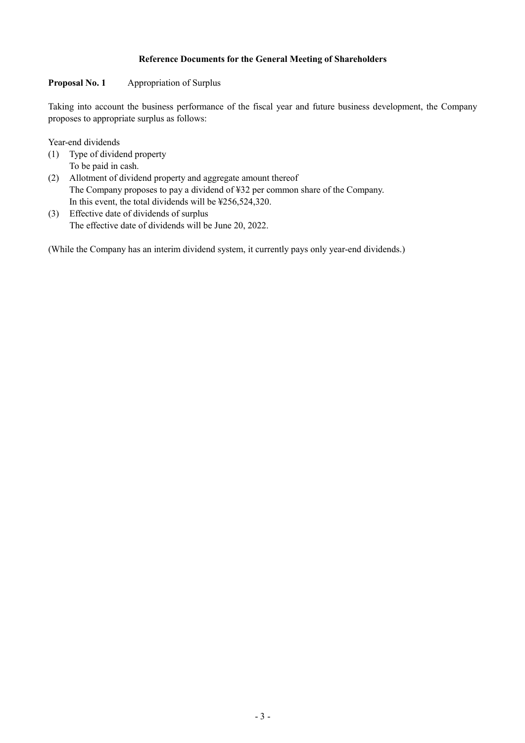## Reference Documents for the General Meeting of Shareholders

**Proposal No. 1** Appropriation of Surplus

Taking into account the business performance of the fiscal year and future business development, the Company proposes to appropriate surplus as follows:

Year-end dividends

(1) Type of dividend property
To be paid in cash.

(2) Allotment of dividend property and aggregate amount thereof
The Company proposes to pay a dividend of ¥32 per common share of the Company.
In this event, the total dividends will be ¥256,524,320.

(3) Effective date of dividends of surplus
The effective date of dividends will be June 20, 2022.

(While the Company has an interim dividend system, it currently pays only year-end dividends.)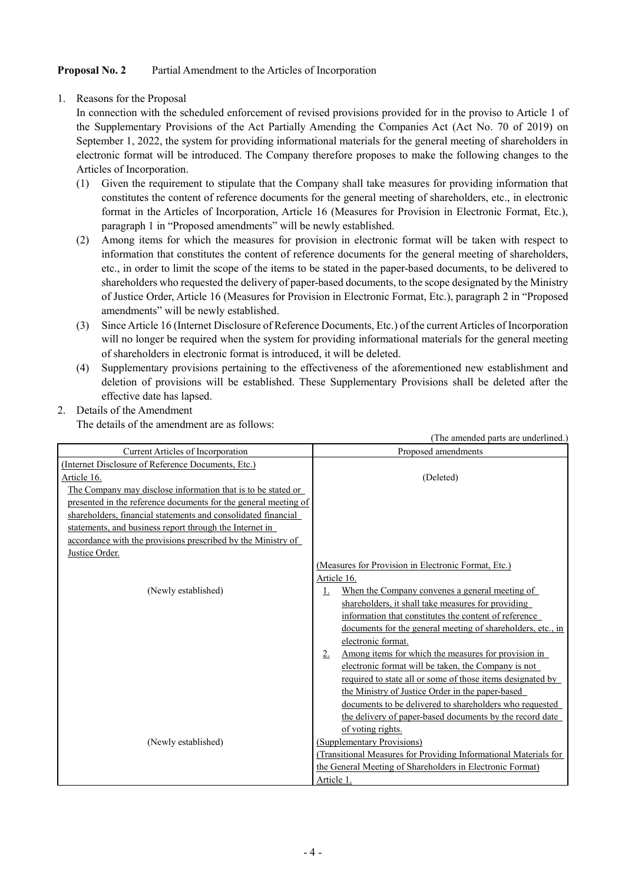**Proposal No. 2** Partial Amendment to the Articles of Incorporation

1. Reasons for the Proposal

   In connection with the scheduled enforcement of revised provisions provided for in the proviso to Article 1 of the Supplementary Provisions of the Act Partially Amending the Companies Act (Act No. 70 of 2019) on September 1, 2022, the system for providing informational materials for the general meeting of shareholders in electronic format will be introduced. The Company therefore proposes to make the following changes to the Articles of Incorporation.

   (1) Given the requirement to stipulate that the Company shall take measures for providing information that constitutes the content of reference documents for the general meeting of shareholders, etc., in electronic format in the Articles of Incorporation, Article 16 (Measures for Provision in Electronic Format, Etc.), paragraph 1 in "Proposed amendments" will be newly established.

   (2) Among items for which the measures for provision in electronic format will be taken with respect to information that constitutes the content of reference documents for the general meeting of shareholders, etc., in order to limit the scope of the items to be stated in the paper-based documents, to be delivered to shareholders who requested the delivery of paper-based documents, to the scope designated by the Ministry of Justice Order, Article 16 (Measures for Provision in Electronic Format, Etc.), paragraph 2 in "Proposed amendments" will be newly established.

   (3) Since Article 16 (Internet Disclosure of Reference Documents, Etc.) of the current Articles of Incorporation will no longer be required when the system for providing informational materials for the general meeting of shareholders in electronic format is introduced, it will be deleted.

   (4) Supplementary provisions pertaining to the effectiveness of the aforementioned new establishment and deletion of provisions will be established. These Supplementary Provisions shall be deleted after the effective date has lapsed.

2. Details of the Amendment

   The details of the amendment are as follows:

(The amended parts are underlined.)

| Current Articles of Incorporation | Proposed amendments |
|---|---|
| (Internet Disclosure of Reference Documents, Etc.)<br>Article 16.<br>The Company may disclose information that is to be stated or presented in the reference documents for the general meeting of shareholders, financial statements and consolidated financial statements, and business report through the Internet in accordance with the provisions prescribed by the Ministry of Justice Order. | (Deleted) |
| (Newly established) | (Measures for Provision in Electronic Format, Etc.)<br>Article 16.<br>1. When the Company convenes a general meeting of shareholders, it shall take measures for providing information that constitutes the content of reference documents for the general meeting of shareholders, etc., in electronic format.<br>2. Among items for which the measures for provision in electronic format will be taken, the Company is not required to state all or some of those items designated by the Ministry of Justice Order in the paper-based documents to be delivered to shareholders who requested the delivery of paper-based documents by the record date of voting rights. |
| (Newly established) | (Supplementary Provisions)<br>(Transitional Measures for Providing Informational Materials for the General Meeting of Shareholders in Electronic Format)<br>Article 1. |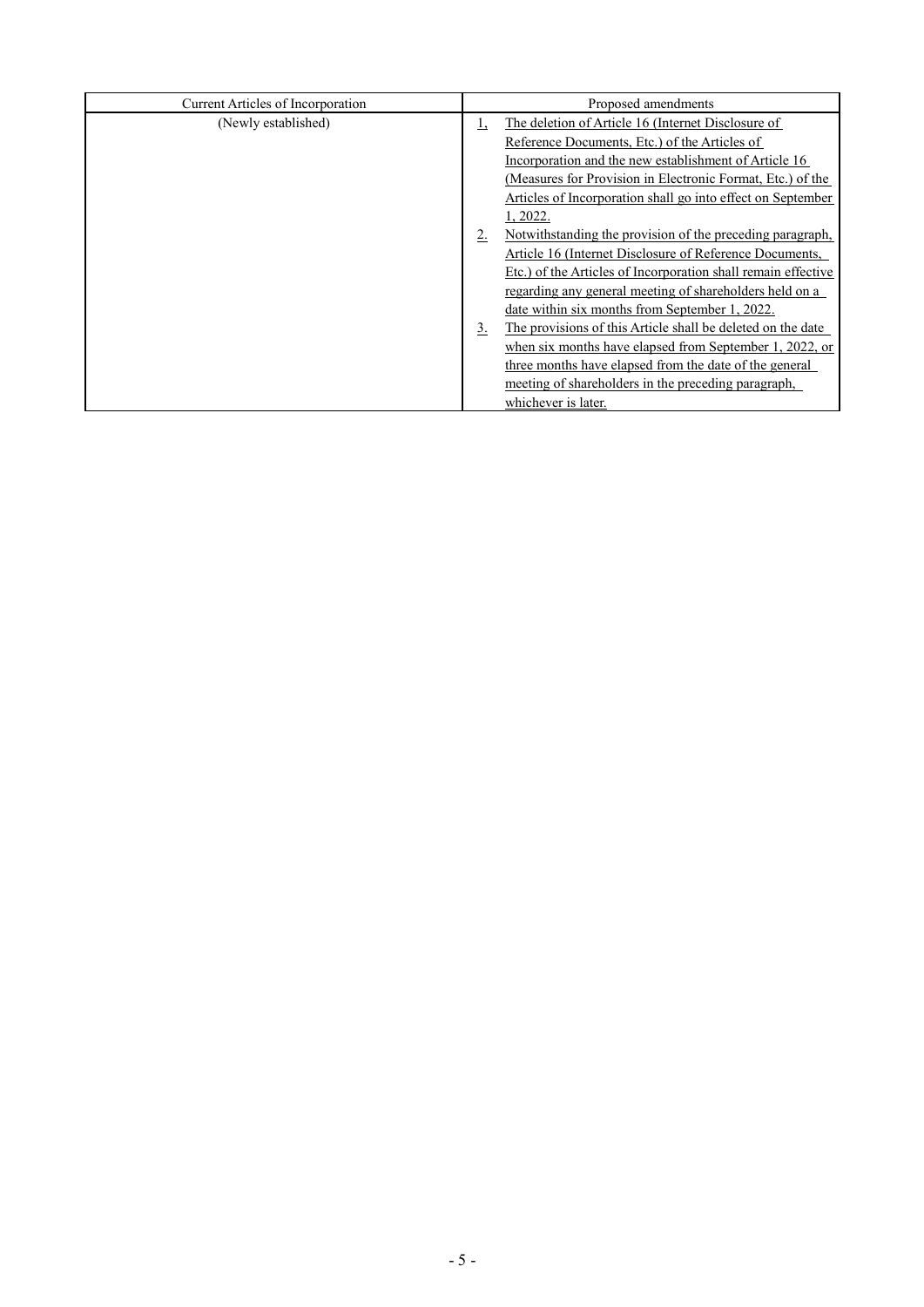| Current Articles of Incorporation | Proposed amendments |
|---|---|
| (Newly established) | 1. The deletion of Article 16 (Internet Disclosure of Reference Documents, Etc.) of the Articles of Incorporation and the new establishment of Article 16 (Measures for Provision in Electronic Format, Etc.) of the Articles of Incorporation shall go into effect on September 1, 2022.<br>2. Notwithstanding the provision of the preceding paragraph, Article 16 (Internet Disclosure of Reference Documents, Etc.) of the Articles of Incorporation shall remain effective regarding any general meeting of shareholders held on a date within six months from September 1, 2022.<br>3. The provisions of this Article shall be deleted on the date when six months have elapsed from September 1, 2022, or three months have elapsed from the date of the general meeting of shareholders in the preceding paragraph, whichever is later. |